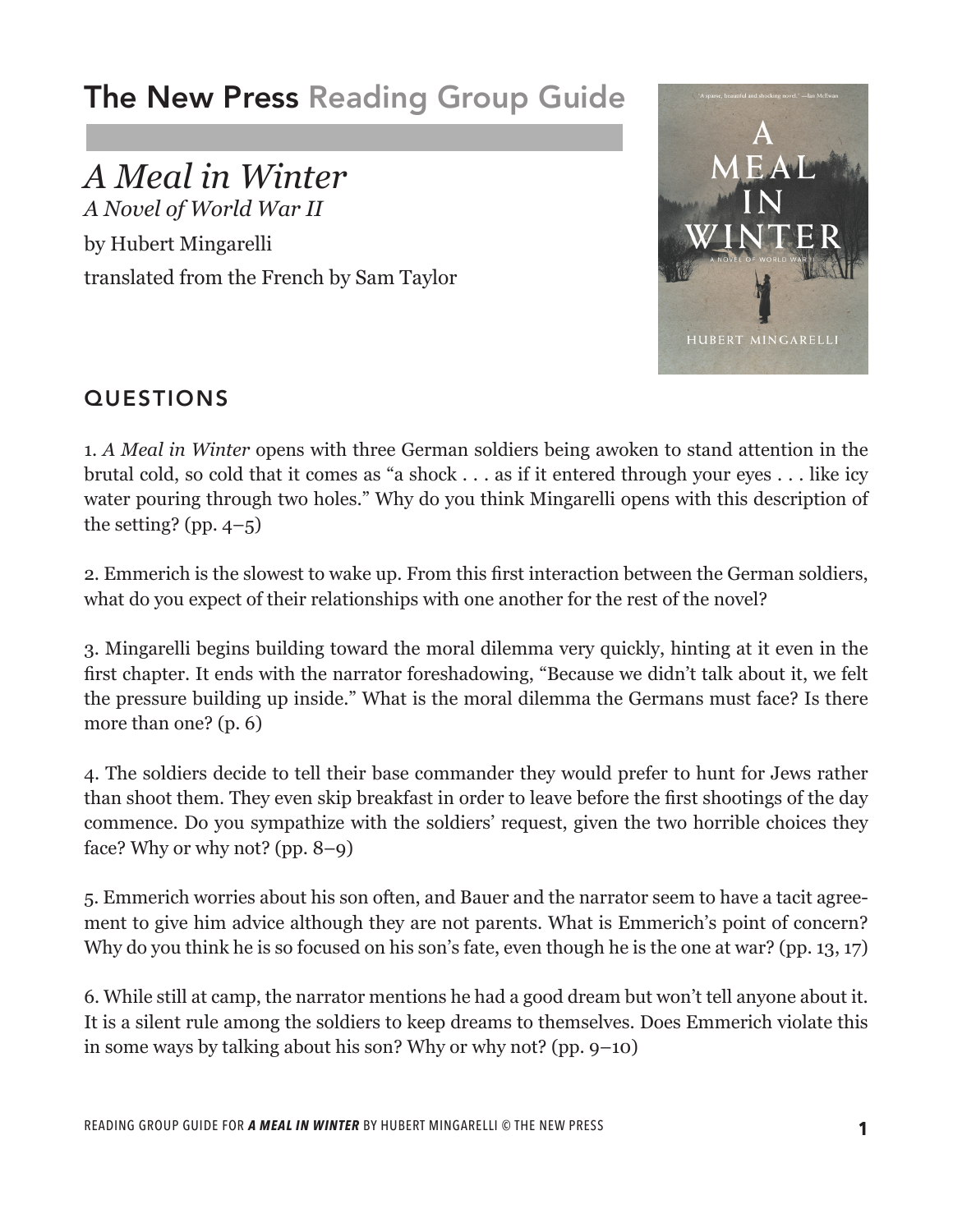# The New Press Reading Group Guide

## *A Meal in Winter*
*A Novel of World War II*

by Hubert Mingarelli

translated from the French by Sam Taylor

## QUESTIONS

1. *A Meal in Winter* opens with three German soldiers being awoken to stand attention in the brutal cold, so cold that it comes as "a shock . . . as if it entered through your eyes . . . like icy water pouring through two holes." Why do you think Mingarelli opens with this description of the setting? (pp. 4–5)

2. Emmerich is the slowest to wake up. From this first interaction between the German soldiers, what do you expect of their relationships with one another for the rest of the novel?

3. Mingarelli begins building toward the moral dilemma very quickly, hinting at it even in the first chapter. It ends with the narrator foreshadowing, "Because we didn't talk about it, we felt the pressure building up inside." What is the moral dilemma the Germans must face? Is there more than one? (p. 6)

4. The soldiers decide to tell their base commander they would prefer to hunt for Jews rather than shoot them. They even skip breakfast in order to leave before the first shootings of the day commence. Do you sympathize with the soldiers' request, given the two horrible choices they face? Why or why not? (pp. 8–9)

5. Emmerich worries about his son often, and Bauer and the narrator seem to have a tacit agreement to give him advice although they are not parents. What is Emmerich's point of concern? Why do you think he is so focused on his son's fate, even though he is the one at war? (pp. 13, 17)

6. While still at camp, the narrator mentions he had a good dream but won't tell anyone about it. It is a silent rule among the soldiers to keep dreams to themselves. Does Emmerich violate this in some ways by talking about his son? Why or why not? (pp. 9–10)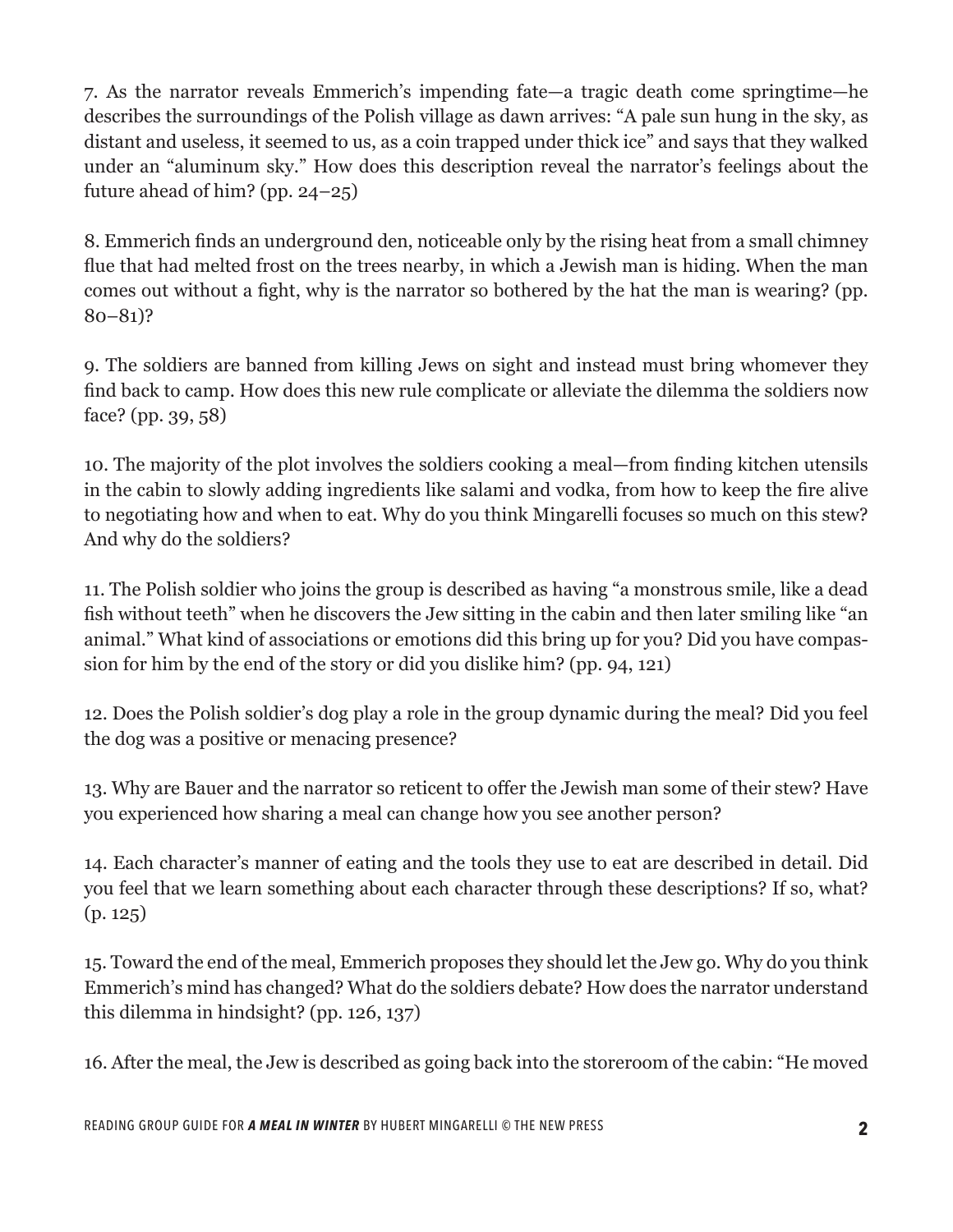7. As the narrator reveals Emmerich's impending fate—a tragic death come springtime—he describes the surroundings of the Polish village as dawn arrives: "A pale sun hung in the sky, as distant and useless, it seemed to us, as a coin trapped under thick ice" and says that they walked under an "aluminum sky." How does this description reveal the narrator's feelings about the future ahead of him? (pp. 24–25)

8. Emmerich finds an underground den, noticeable only by the rising heat from a small chimney flue that had melted frost on the trees nearby, in which a Jewish man is hiding. When the man comes out without a fight, why is the narrator so bothered by the hat the man is wearing? (pp. 80–81)?

9. The soldiers are banned from killing Jews on sight and instead must bring whomever they find back to camp. How does this new rule complicate or alleviate the dilemma the soldiers now face? (pp. 39, 58)

10. The majority of the plot involves the soldiers cooking a meal—from finding kitchen utensils in the cabin to slowly adding ingredients like salami and vodka, from how to keep the fire alive to negotiating how and when to eat. Why do you think Mingarelli focuses so much on this stew? And why do the soldiers?

11. The Polish soldier who joins the group is described as having "a monstrous smile, like a dead fish without teeth" when he discovers the Jew sitting in the cabin and then later smiling like "an animal." What kind of associations or emotions did this bring up for you? Did you have compassion for him by the end of the story or did you dislike him? (pp. 94, 121)

12. Does the Polish soldier's dog play a role in the group dynamic during the meal? Did you feel the dog was a positive or menacing presence?

13. Why are Bauer and the narrator so reticent to offer the Jewish man some of their stew? Have you experienced how sharing a meal can change how you see another person?

14. Each character's manner of eating and the tools they use to eat are described in detail. Did you feel that we learn something about each character through these descriptions? If so, what? (p. 125)

15. Toward the end of the meal, Emmerich proposes they should let the Jew go. Why do you think Emmerich's mind has changed? What do the soldiers debate? How does the narrator understand this dilemma in hindsight? (pp. 126, 137)

16. After the meal, the Jew is described as going back into the storeroom of the cabin: "He moved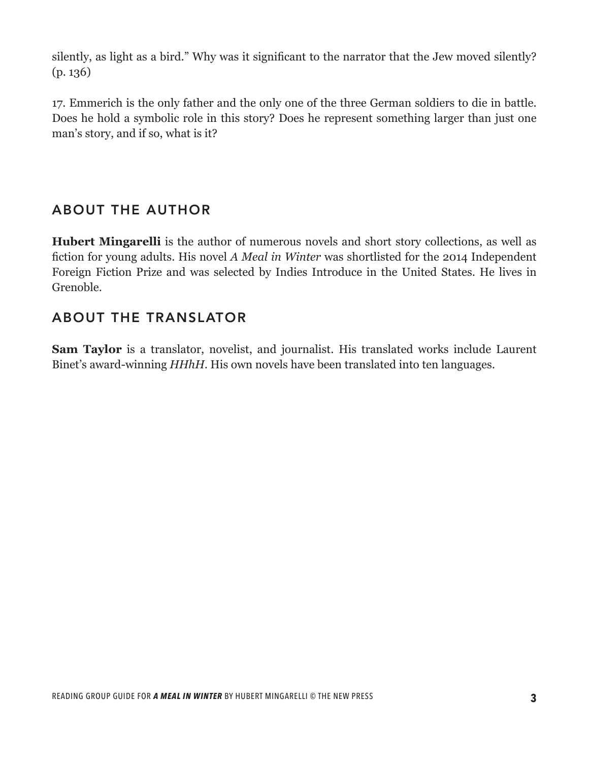silently, as light as a bird." Why was it significant to the narrator that the Jew moved silently? (p. 136)

17. Emmerich is the only father and the only one of the three German soldiers to die in battle. Does he hold a symbolic role in this story? Does he represent something larger than just one man's story, and if so, what is it?

## ABOUT THE AUTHOR

**Hubert Mingarelli** is the author of numerous novels and short story collections, as well as fiction for young adults. His novel *A Meal in Winter* was shortlisted for the 2014 Independent Foreign Fiction Prize and was selected by Indies Introduce in the United States. He lives in Grenoble.

## ABOUT THE TRANSLATOR

**Sam Taylor** is a translator, novelist, and journalist. His translated works include Laurent Binet's award-winning *HHhH*. His own novels have been translated into ten languages.